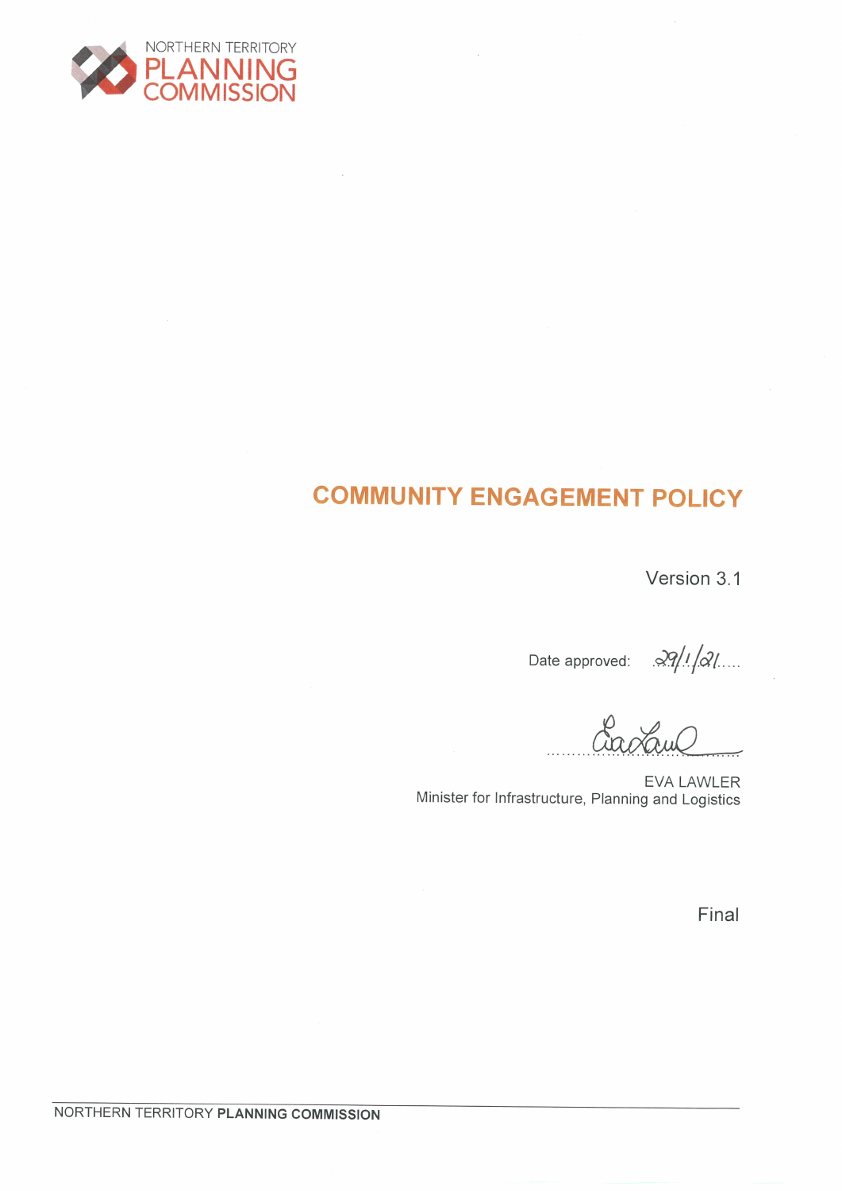NORTHERN TERRITORY
PLANNING
COMMISSION

# COMMUNITY ENGAGEMENT POLICY

Version 3.1

Date approved: 29/1/21

EVA LAWLER
Minister for Infrastructure, Planning and Logistics

Final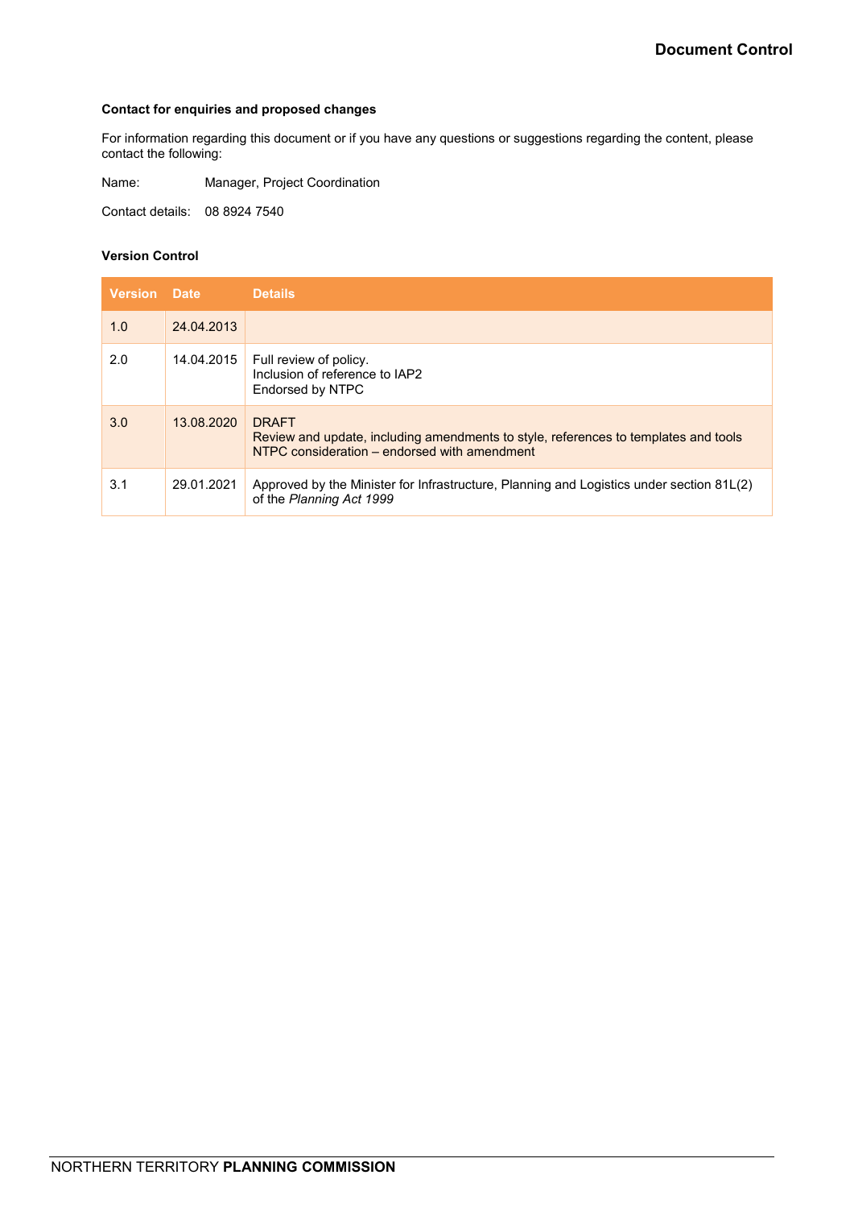# Document Control

**Contact for enquiries and proposed changes**

For information regarding this document or if you have any questions or suggestions regarding the content, please contact the following:

Name: Manager, Project Coordination

Contact details: 08 8924 7540

**Version Control**

| Version | Date | Details |
|---|---|---|
| 1.0 | 24.04.2013 | |
| 2.0 | 14.04.2015 | Full review of policy.<br>Inclusion of reference to IAP2<br>Endorsed by NTPC |
| 3.0 | 13.08.2020 | DRAFT<br>Review and update, including amendments to style, references to templates and tools<br>NTPC consideration – endorsed with amendment |
| 3.1 | 29.01.2021 | Approved by the Minister for Infrastructure, Planning and Logistics under section 81L(2) of the *Planning Act 1999* |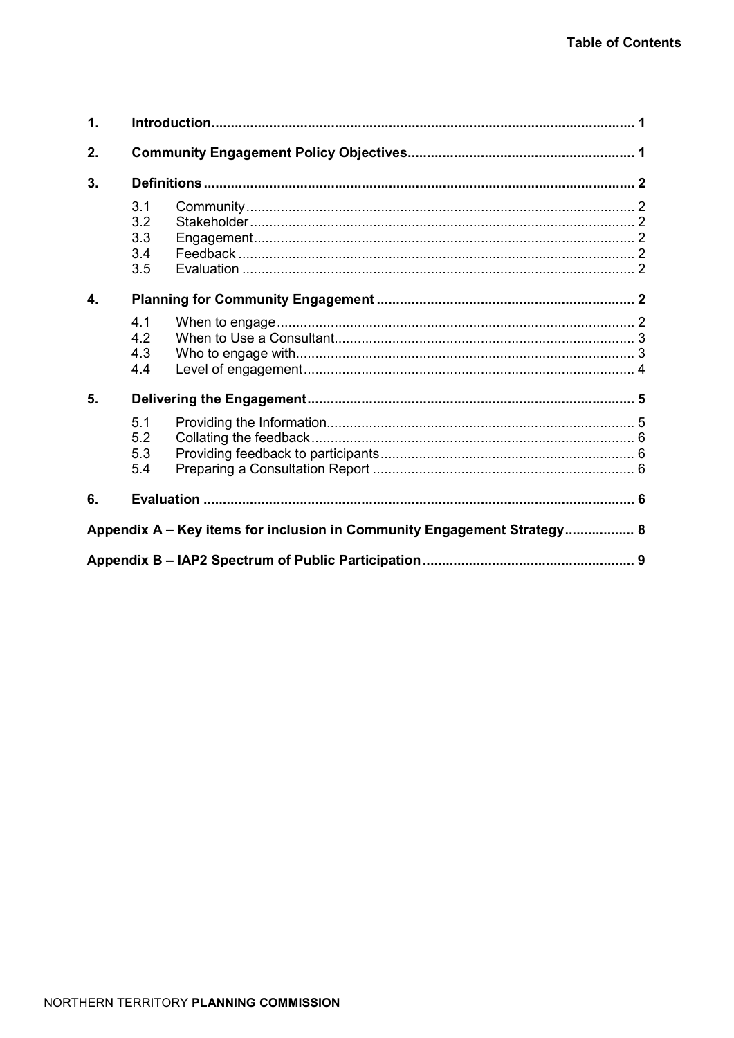# Table of Contents

1. **Introduction** ............................................................ 1
2. **Community Engagement Policy Objectives** ............................................................ 1
3. **Definitions** ............................................................ 2
   - 3.1 Community ............................................................ 2
   - 3.2 Stakeholder ............................................................ 2
   - 3.3 Engagement ............................................................ 2
   - 3.4 Feedback ............................................................ 2
   - 3.5 Evaluation ............................................................ 2
4. **Planning for Community Engagement** ............................................................ 2
   - 4.1 When to engage ............................................................ 2
   - 4.2 When to Use a Consultant ............................................................ 3
   - 4.3 Who to engage with ............................................................ 3
   - 4.4 Level of engagement ............................................................ 4
5. **Delivering the Engagement** ............................................................ 5
   - 5.1 Providing the Information ............................................................ 5
   - 5.2 Collating the feedback ............................................................ 6
   - 5.3 Providing feedback to participants ............................................................ 6
   - 5.4 Preparing a Consultation Report ............................................................ 6
6. **Evaluation** ............................................................ 6

**Appendix A – Key items for inclusion in Community Engagement Strategy** ............................................................ 8

**Appendix B – IAP2 Spectrum of Public Participation** ............................................................ 9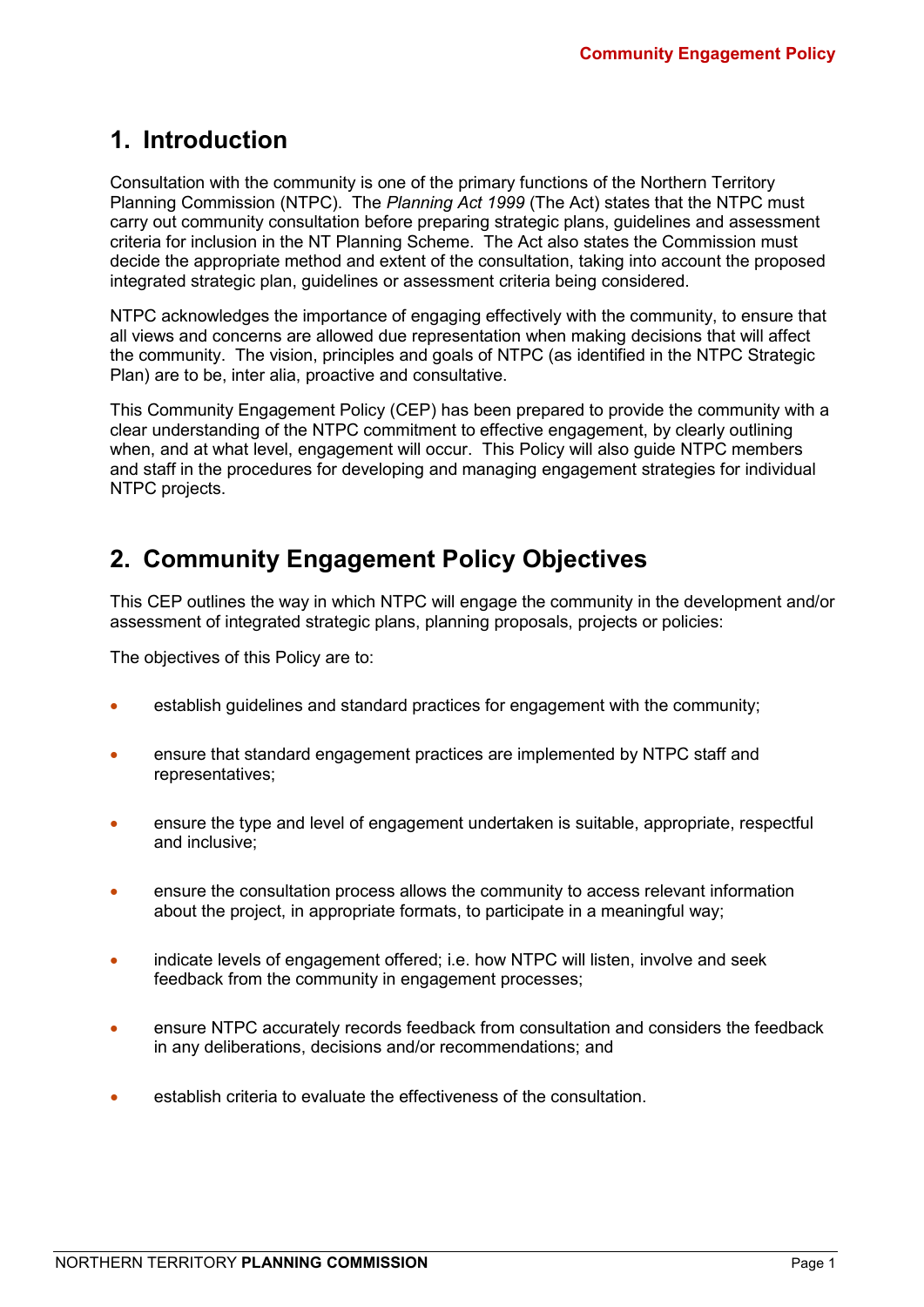## 1. Introduction

Consultation with the community is one of the primary functions of the Northern Territory Planning Commission (NTPC). The *Planning Act 1999* (The Act) states that the NTPC must carry out community consultation before preparing strategic plans, guidelines and assessment criteria for inclusion in the NT Planning Scheme. The Act also states the Commission must decide the appropriate method and extent of the consultation, taking into account the proposed integrated strategic plan, guidelines or assessment criteria being considered.

NTPC acknowledges the importance of engaging effectively with the community, to ensure that all views and concerns are allowed due representation when making decisions that will affect the community. The vision, principles and goals of NTPC (as identified in the NTPC Strategic Plan) are to be, inter alia, proactive and consultative.

This Community Engagement Policy (CEP) has been prepared to provide the community with a clear understanding of the NTPC commitment to effective engagement, by clearly outlining when, and at what level, engagement will occur. This Policy will also guide NTPC members and staff in the procedures for developing and managing engagement strategies for individual NTPC projects.

## 2. Community Engagement Policy Objectives

This CEP outlines the way in which NTPC will engage the community in the development and/or assessment of integrated strategic plans, planning proposals, projects or policies:

The objectives of this Policy are to:

- establish guidelines and standard practices for engagement with the community;
- ensure that standard engagement practices are implemented by NTPC staff and representatives;
- ensure the type and level of engagement undertaken is suitable, appropriate, respectful and inclusive;
- ensure the consultation process allows the community to access relevant information about the project, in appropriate formats, to participate in a meaningful way;
- indicate levels of engagement offered; i.e. how NTPC will listen, involve and seek feedback from the community in engagement processes;
- ensure NTPC accurately records feedback from consultation and considers the feedback in any deliberations, decisions and/or recommendations; and
- establish criteria to evaluate the effectiveness of the consultation.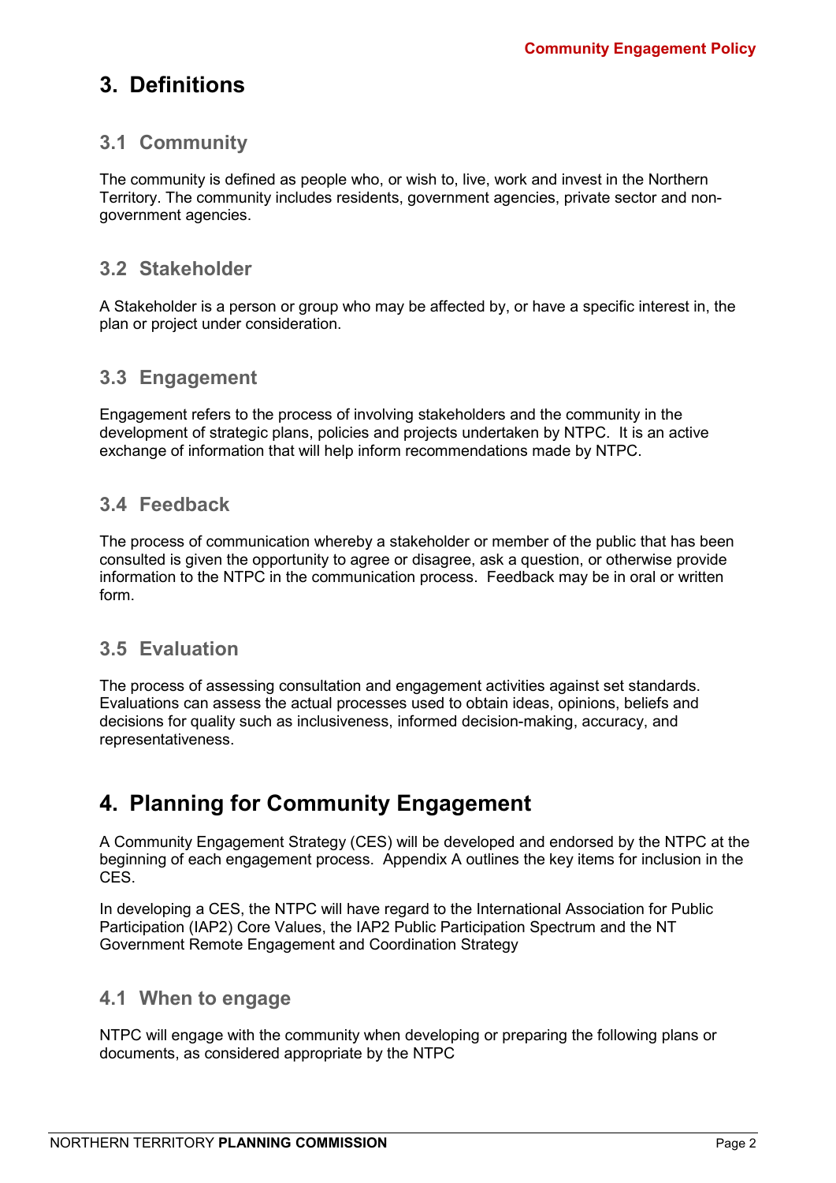## 3. Definitions

### 3.1 Community

The community is defined as people who, or wish to, live, work and invest in the Northern Territory. The community includes residents, government agencies, private sector and non-government agencies.

### 3.2 Stakeholder

A Stakeholder is a person or group who may be affected by, or have a specific interest in, the plan or project under consideration.

### 3.3 Engagement

Engagement refers to the process of involving stakeholders and the community in the development of strategic plans, policies and projects undertaken by NTPC. It is an active exchange of information that will help inform recommendations made by NTPC.

### 3.4 Feedback

The process of communication whereby a stakeholder or member of the public that has been consulted is given the opportunity to agree or disagree, ask a question, or otherwise provide information to the NTPC in the communication process. Feedback may be in oral or written form.

### 3.5 Evaluation

The process of assessing consultation and engagement activities against set standards. Evaluations can assess the actual processes used to obtain ideas, opinions, beliefs and decisions for quality such as inclusiveness, informed decision-making, accuracy, and representativeness.

## 4. Planning for Community Engagement

A Community Engagement Strategy (CES) will be developed and endorsed by the NTPC at the beginning of each engagement process. Appendix A outlines the key items for inclusion in the CES.

In developing a CES, the NTPC will have regard to the International Association for Public Participation (IAP2) Core Values, the IAP2 Public Participation Spectrum and the NT Government Remote Engagement and Coordination Strategy

### 4.1 When to engage

NTPC will engage with the community when developing or preparing the following plans or documents, as considered appropriate by the NTPC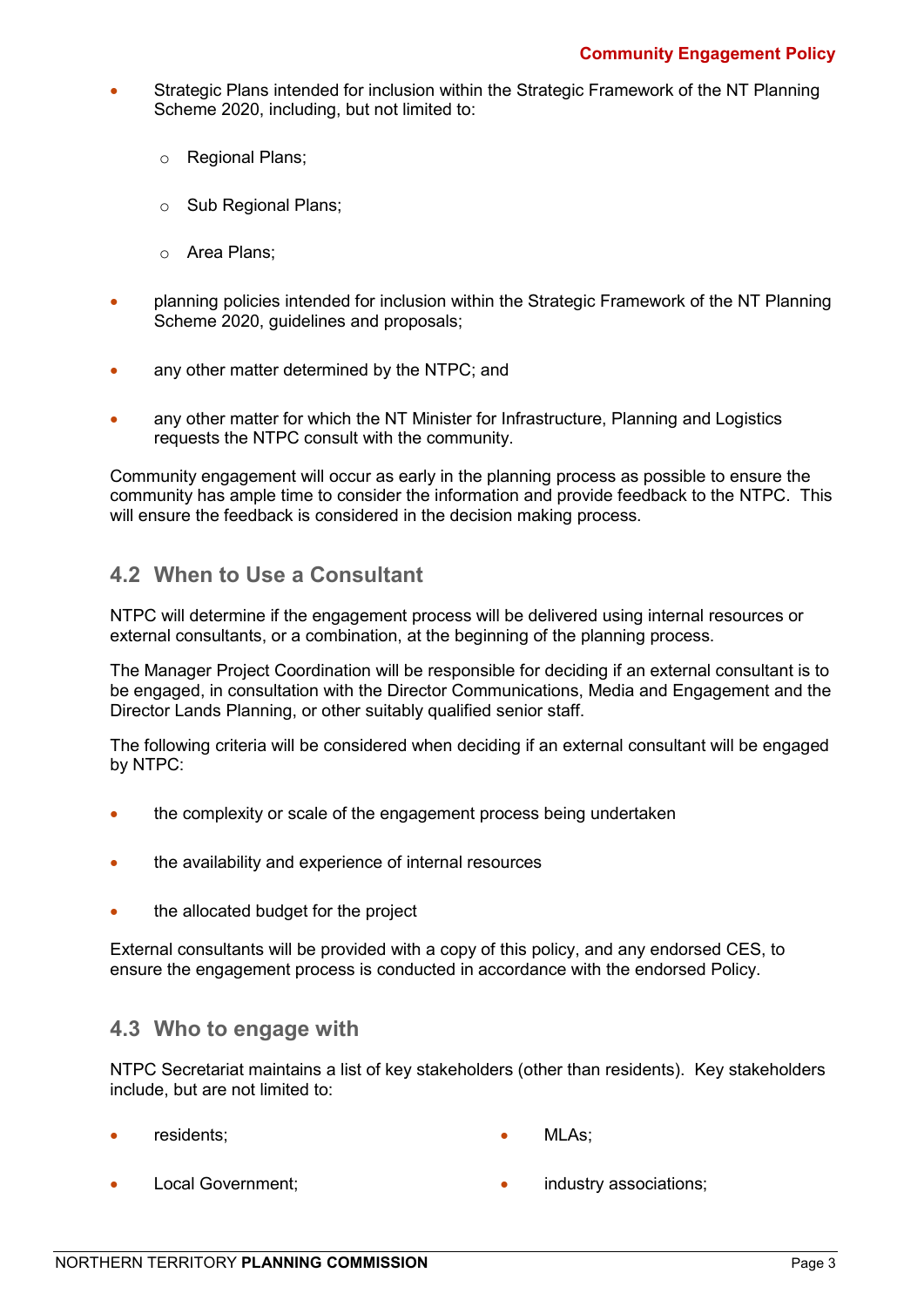- Strategic Plans intended for inclusion within the Strategic Framework of the NT Planning Scheme 2020, including, but not limited to:
    - Regional Plans;
    - Sub Regional Plans;
    - Area Plans;
- planning policies intended for inclusion within the Strategic Framework of the NT Planning Scheme 2020, guidelines and proposals;
- any other matter determined by the NTPC; and
- any other matter for which the NT Minister for Infrastructure, Planning and Logistics requests the NTPC consult with the community.

Community engagement will occur as early in the planning process as possible to ensure the community has ample time to consider the information and provide feedback to the NTPC. This will ensure the feedback is considered in the decision making process.

## 4.2 When to Use a Consultant

NTPC will determine if the engagement process will be delivered using internal resources or external consultants, or a combination, at the beginning of the planning process.

The Manager Project Coordination will be responsible for deciding if an external consultant is to be engaged, in consultation with the Director Communications, Media and Engagement and the Director Lands Planning, or other suitably qualified senior staff.

The following criteria will be considered when deciding if an external consultant will be engaged by NTPC:

- the complexity or scale of the engagement process being undertaken
- the availability and experience of internal resources
- the allocated budget for the project

External consultants will be provided with a copy of this policy, and any endorsed CES, to ensure the engagement process is conducted in accordance with the endorsed Policy.

## 4.3 Who to engage with

NTPC Secretariat maintains a list of key stakeholders (other than residents). Key stakeholders include, but are not limited to:

- residents;
- Local Government;
- MLAs;
- industry associations;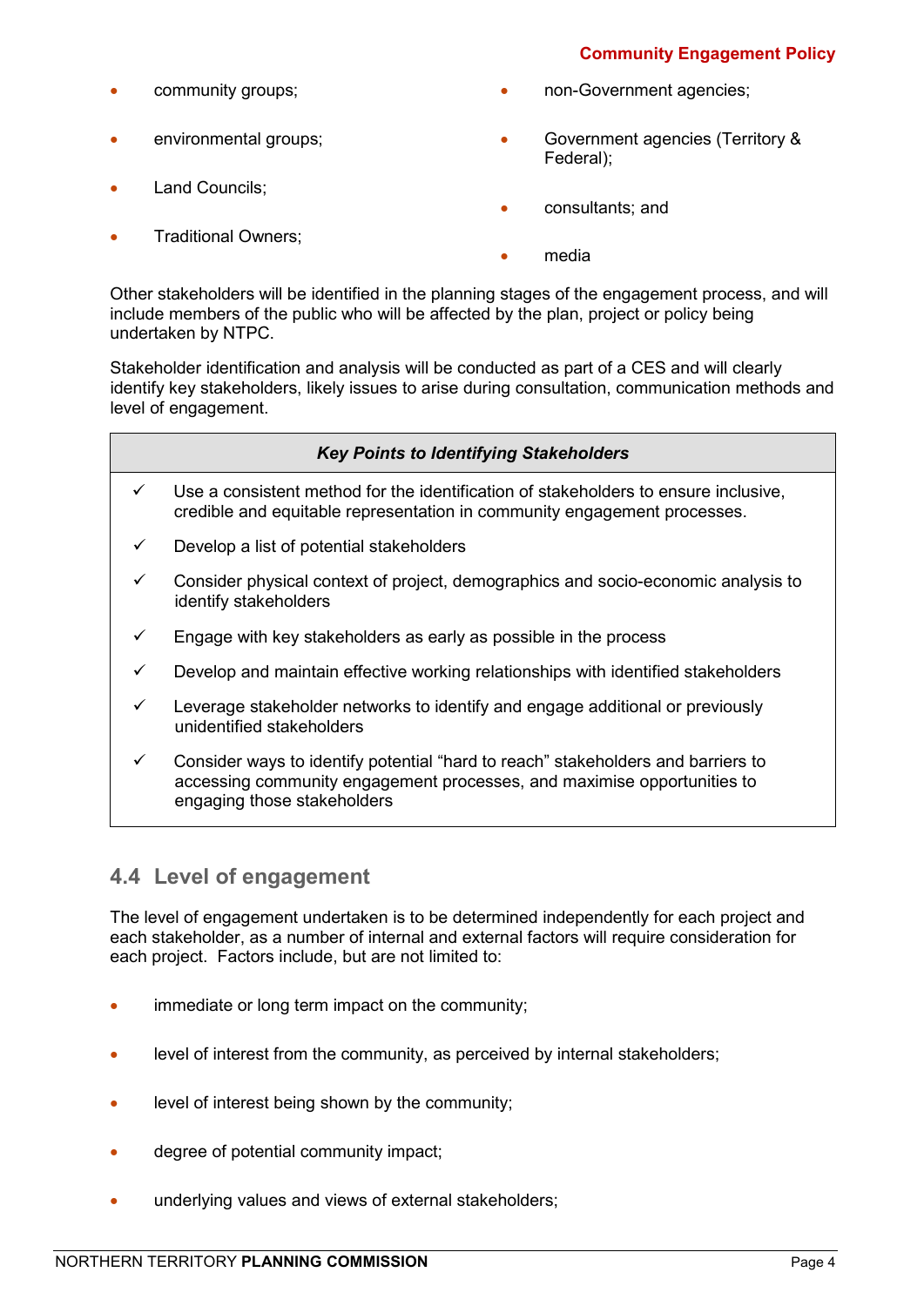- community groups;
- environmental groups;
- Land Councils;
- Traditional Owners;
- non-Government agencies;
- Government agencies (Territory & Federal);
- consultants; and
- media

Other stakeholders will be identified in the planning stages of the engagement process, and will include members of the public who will be affected by the plan, project or policy being undertaken by NTPC.

Stakeholder identification and analysis will be conducted as part of a CES and will clearly identify key stakeholders, likely issues to arise during consultation, communication methods and level of engagement.

| ***Key Points to Identifying Stakeholders*** |
|---|
| ✓ Use a consistent method for the identification of stakeholders to ensure inclusive, credible and equitable representation in community engagement processes. |
| ✓ Develop a list of potential stakeholders |
| ✓ Consider physical context of project, demographics and socio-economic analysis to identify stakeholders |
| ✓ Engage with key stakeholders as early as possible in the process |
| ✓ Develop and maintain effective working relationships with identified stakeholders |
| ✓ Leverage stakeholder networks to identify and engage additional or previously unidentified stakeholders |
| ✓ Consider ways to identify potential "hard to reach" stakeholders and barriers to accessing community engagement processes, and maximise opportunities to engaging those stakeholders |

## 4.4 Level of engagement

The level of engagement undertaken is to be determined independently for each project and each stakeholder, as a number of internal and external factors will require consideration for each project. Factors include, but are not limited to:

- immediate or long term impact on the community;
- level of interest from the community, as perceived by internal stakeholders;
- level of interest being shown by the community;
- degree of potential community impact;
- underlying values and views of external stakeholders;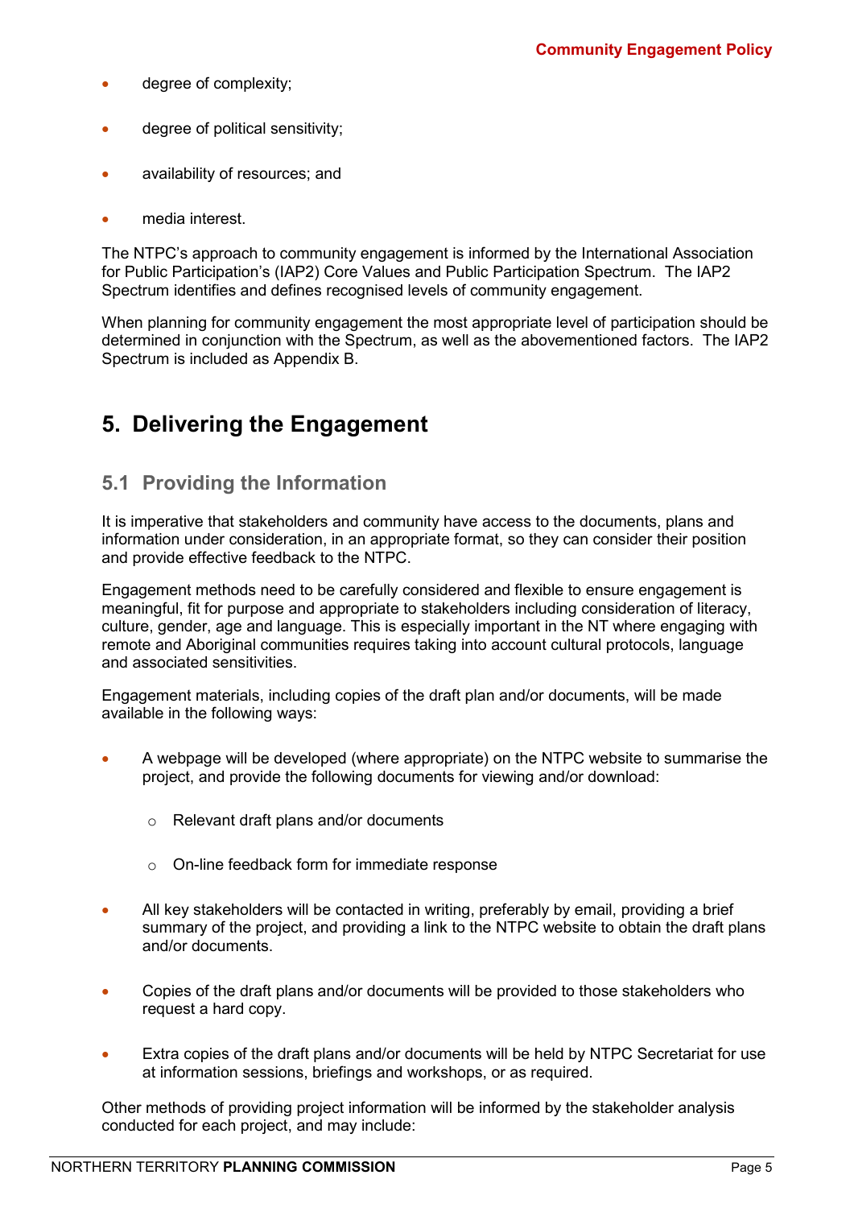- degree of complexity;
- degree of political sensitivity;
- availability of resources; and
- media interest.

The NTPC's approach to community engagement is informed by the International Association for Public Participation's (IAP2) Core Values and Public Participation Spectrum. The IAP2 Spectrum identifies and defines recognised levels of community engagement.

When planning for community engagement the most appropriate level of participation should be determined in conjunction with the Spectrum, as well as the abovementioned factors. The IAP2 Spectrum is included as Appendix B.

# 5. Delivering the Engagement

## 5.1 Providing the Information

It is imperative that stakeholders and community have access to the documents, plans and information under consideration, in an appropriate format, so they can consider their position and provide effective feedback to the NTPC.

Engagement methods need to be carefully considered and flexible to ensure engagement is meaningful, fit for purpose and appropriate to stakeholders including consideration of literacy, culture, gender, age and language. This is especially important in the NT where engaging with remote and Aboriginal communities requires taking into account cultural protocols, language and associated sensitivities.

Engagement materials, including copies of the draft plan and/or documents, will be made available in the following ways:

- A webpage will be developed (where appropriate) on the NTPC website to summarise the project, and provide the following documents for viewing and/or download:
  - Relevant draft plans and/or documents
  - On-line feedback form for immediate response
- All key stakeholders will be contacted in writing, preferably by email, providing a brief summary of the project, and providing a link to the NTPC website to obtain the draft plans and/or documents.
- Copies of the draft plans and/or documents will be provided to those stakeholders who request a hard copy.
- Extra copies of the draft plans and/or documents will be held by NTPC Secretariat for use at information sessions, briefings and workshops, or as required.

Other methods of providing project information will be informed by the stakeholder analysis conducted for each project, and may include: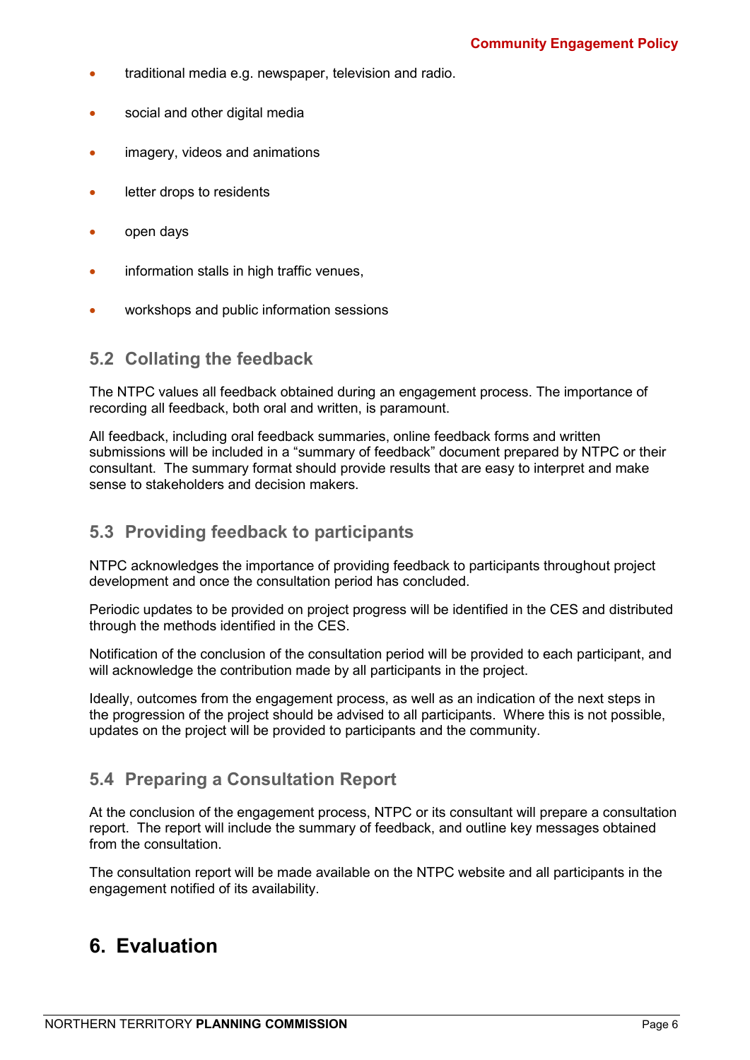- traditional media e.g. newspaper, television and radio.
- social and other digital media
- imagery, videos and animations
- letter drops to residents
- open days
- information stalls in high traffic venues,
- workshops and public information sessions

## 5.2 Collating the feedback

The NTPC values all feedback obtained during an engagement process. The importance of recording all feedback, both oral and written, is paramount.

All feedback, including oral feedback summaries, online feedback forms and written submissions will be included in a "summary of feedback" document prepared by NTPC or their consultant. The summary format should provide results that are easy to interpret and make sense to stakeholders and decision makers.

## 5.3 Providing feedback to participants

NTPC acknowledges the importance of providing feedback to participants throughout project development and once the consultation period has concluded.

Periodic updates to be provided on project progress will be identified in the CES and distributed through the methods identified in the CES.

Notification of the conclusion of the consultation period will be provided to each participant, and will acknowledge the contribution made by all participants in the project.

Ideally, outcomes from the engagement process, as well as an indication of the next steps in the progression of the project should be advised to all participants. Where this is not possible, updates on the project will be provided to participants and the community.

## 5.4 Preparing a Consultation Report

At the conclusion of the engagement process, NTPC or its consultant will prepare a consultation report. The report will include the summary of feedback, and outline key messages obtained from the consultation.

The consultation report will be made available on the NTPC website and all participants in the engagement notified of its availability.

# 6. Evaluation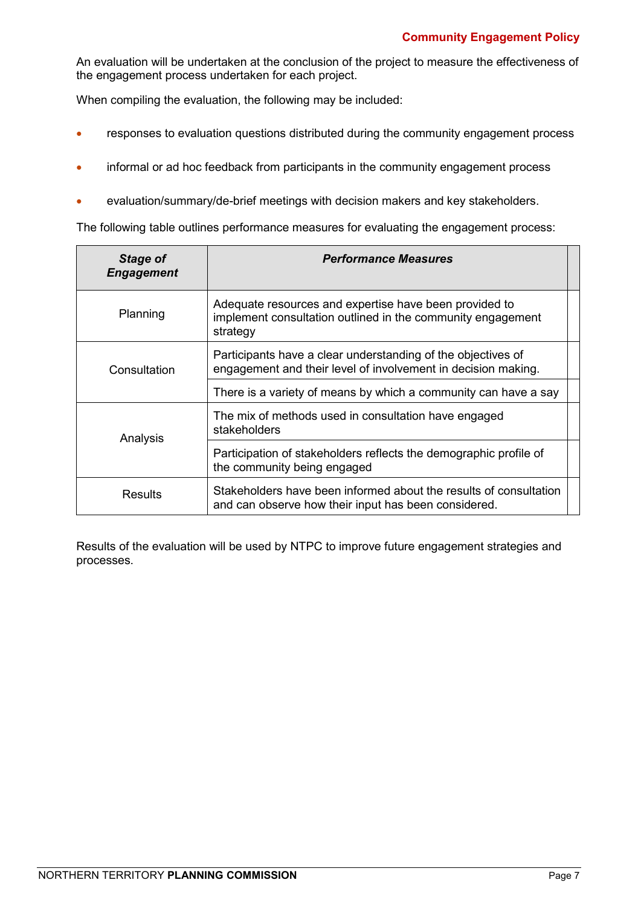An evaluation will be undertaken at the conclusion of the project to measure the effectiveness of the engagement process undertaken for each project.

When compiling the evaluation, the following may be included:

- responses to evaluation questions distributed during the community engagement process
- informal or ad hoc feedback from participants in the community engagement process
- evaluation/summary/de-brief meetings with decision makers and key stakeholders.

The following table outlines performance measures for evaluating the engagement process:

| ***Stage of Engagement*** | ***Performance Measures*** |
|---|---|
| Planning | Adequate resources and expertise have been provided to implement consultation outlined in the community engagement strategy |
| Consultation | Participants have a clear understanding of the objectives of engagement and their level of involvement in decision making. |
| | There is a variety of means by which a community can have a say |
| Analysis | The mix of methods used in consultation have engaged stakeholders |
| | Participation of stakeholders reflects the demographic profile of the community being engaged |
| Results | Stakeholders have been informed about the results of consultation and can observe how their input has been considered. |

Results of the evaluation will be used by NTPC to improve future engagement strategies and processes.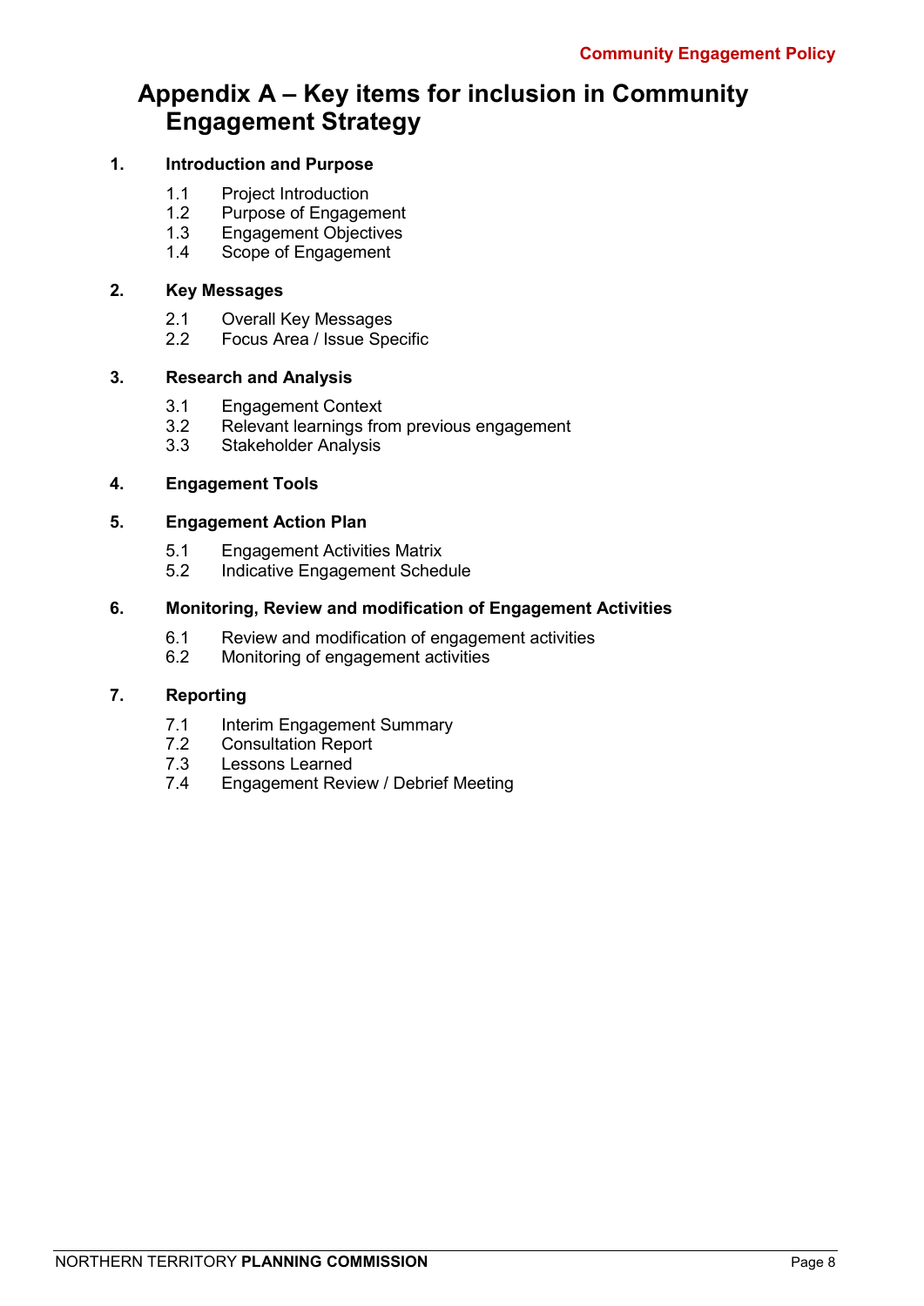# Appendix A – Key items for inclusion in Community Engagement Strategy

**1. Introduction and Purpose**

- 1.1 Project Introduction
- 1.2 Purpose of Engagement
- 1.3 Engagement Objectives
- 1.4 Scope of Engagement

**2. Key Messages**

- 2.1 Overall Key Messages
- 2.2 Focus Area / Issue Specific

**3. Research and Analysis**

- 3.1 Engagement Context
- 3.2 Relevant learnings from previous engagement
- 3.3 Stakeholder Analysis

**4. Engagement Tools**

**5. Engagement Action Plan**

- 5.1 Engagement Activities Matrix
- 5.2 Indicative Engagement Schedule

**6. Monitoring, Review and modification of Engagement Activities**

- 6.1 Review and modification of engagement activities
- 6.2 Monitoring of engagement activities

**7. Reporting**

- 7.1 Interim Engagement Summary
- 7.2 Consultation Report
- 7.3 Lessons Learned
- 7.4 Engagement Review / Debrief Meeting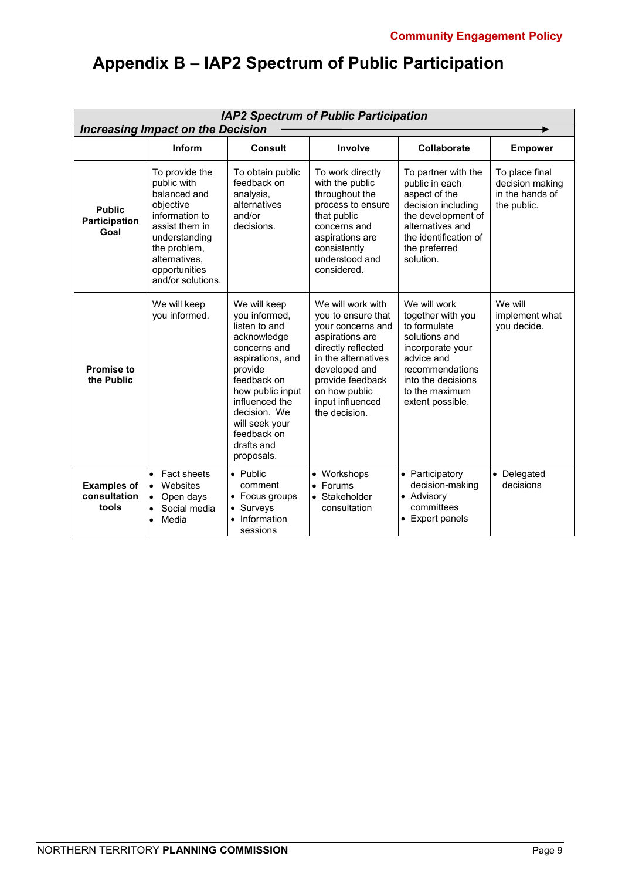# Appendix B – IAP2 Spectrum of Public Participation

| *IAP2 Spectrum of Public Participation* | | | | | |
|---|---|---|---|---|---|
| ***Increasing Impact on the Decision →*** | | | | | |
| | **Inform** | **Consult** | **Involve** | **Collaborate** | **Empower** |
| **Public Participation Goal** | To provide the public with balanced and objective information to assist them in understanding the problem, alternatives, opportunities and/or solutions. | To obtain public feedback on analysis, alternatives and/or decisions. | To work directly with the public throughout the process to ensure that public concerns and aspirations are consistently understood and considered. | To partner with the public in each aspect of the decision including the development of alternatives and the identification of the preferred solution. | To place final decision making in the hands of the public. |
| **Promise to the Public** | We will keep you informed. | We will keep you informed, listen to and acknowledge concerns and aspirations, and provide feedback on how public input influenced the decision. We will seek your feedback on drafts and proposals. | We will work with you to ensure that your concerns and aspirations are directly reflected in the alternatives developed and provide feedback on how public input influenced the decision. | We will work together with you to formulate solutions and incorporate your advice and recommendations into the decisions to the maximum extent possible. | We will implement what you decide. |
| **Examples of consultation tools** | • Fact sheets<br>• Websites<br>• Open days<br>• Social media<br>• Media | • Public comment<br>• Focus groups<br>• Surveys<br>• Information sessions | • Workshops<br>• Forums<br>• Stakeholder consultation | • Participatory decision-making<br>• Advisory committees<br>• Expert panels | • Delegated decisions |